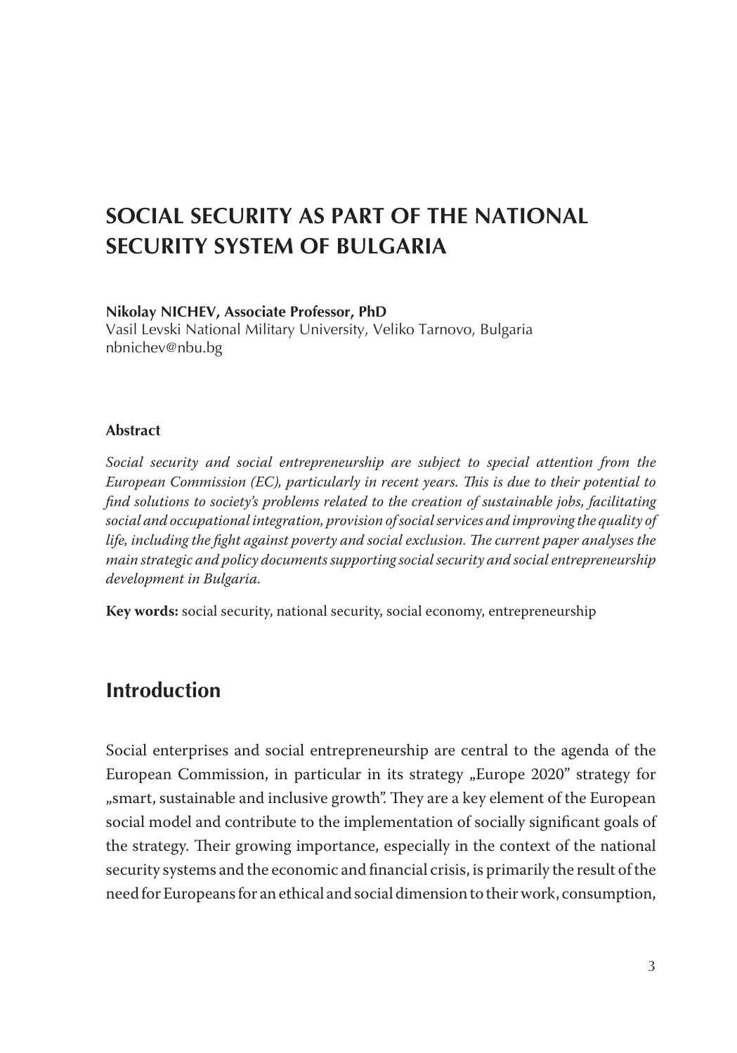# SOCIAL SECURITY AS PART OF THE NATIONAL SECURITY SYSTEM OF BULGARIA

**Nikolay NICHEV, Associate Professor, PhD**
Vasil Levski National Military University, Veliko Tarnovo, Bulgaria
nbnichev@nbu.bg

**Abstract**

*Social security and social entrepreneurship are subject to special attention from the European Commission (EC), particularly in recent years. This is due to their potential to find solutions to society's problems related to the creation of sustainable jobs, facilitating social and occupational integration, provision of social services and improving the quality of life, including the fight against poverty and social exclusion. The current paper analyses the main strategic and policy documents supporting social security and social entrepreneurship development in Bulgaria.*

**Key words:** social security, national security, social economy, entrepreneurship

## Introduction

Social enterprises and social entrepreneurship are central to the agenda of the European Commission, in particular in its strategy „Europe 2020" strategy for „smart, sustainable and inclusive growth". They are a key element of the European social model and contribute to the implementation of socially significant goals of the strategy. Their growing importance, especially in the context of the national security systems and the economic and financial crisis, is primarily the result of the need for Europeans for an ethical and social dimension to their work, consumption,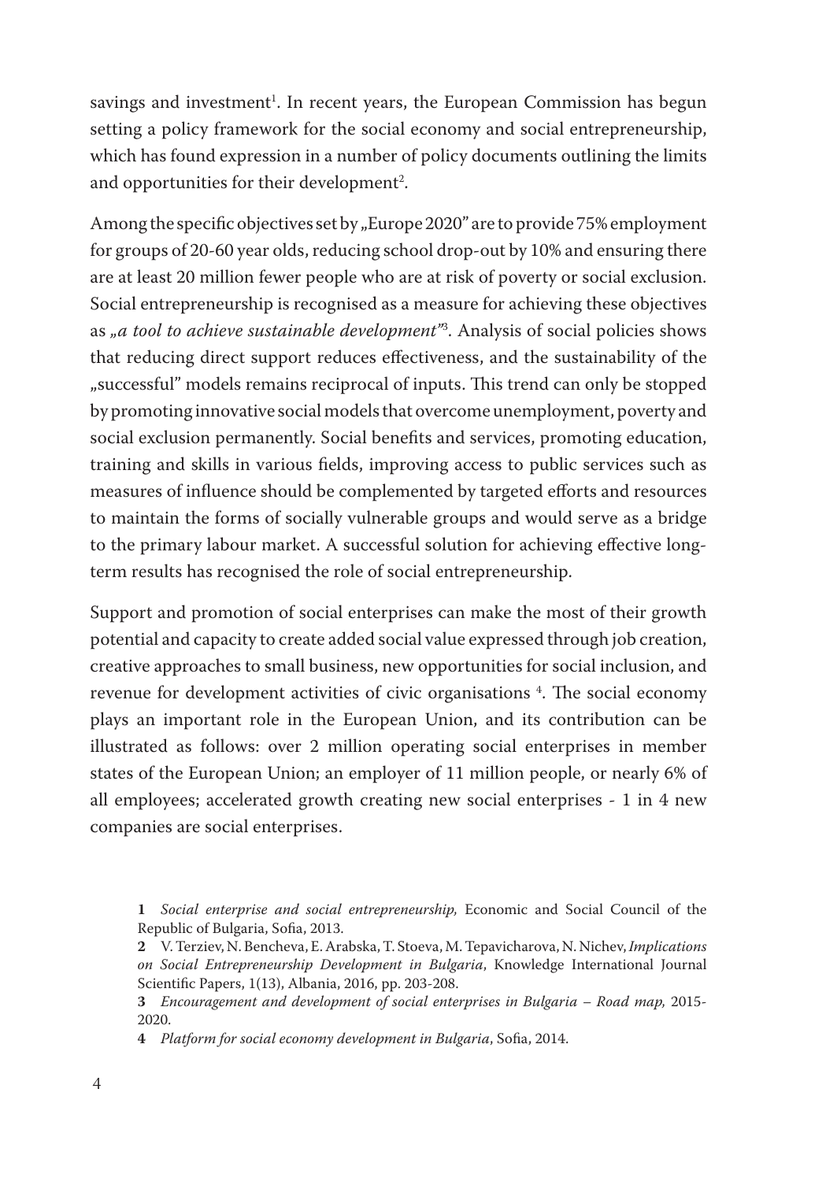savings and investment[1]. In recent years, the European Commission has begun setting a policy framework for the social economy and social entrepreneurship, which has found expression in a number of policy documents outlining the limits and opportunities for their development[2].

Among the specific objectives set by „Europe 2020" are to provide 75% employment for groups of 20-60 year olds, reducing school drop-out by 10% and ensuring there are at least 20 million fewer people who are at risk of poverty or social exclusion. Social entrepreneurship is recognised as a measure for achieving these objectives as *„a tool to achieve sustainable development"*[3]. Analysis of social policies shows that reducing direct support reduces effectiveness, and the sustainability of the „successful" models remains reciprocal of inputs. This trend can only be stopped by promoting innovative social models that overcome unemployment, poverty and social exclusion permanently. Social benefits and services, promoting education, training and skills in various fields, improving access to public services such as measures of influence should be complemented by targeted efforts and resources to maintain the forms of socially vulnerable groups and would serve as a bridge to the primary labour market. A successful solution for achieving effective long-term results has recognised the role of social entrepreneurship.

Support and promotion of social enterprises can make the most of their growth potential and capacity to create added social value expressed through job creation, creative approaches to small business, new opportunities for social inclusion, and revenue for development activities of civic organisations [4]. The social economy plays an important role in the European Union, and its contribution can be illustrated as follows: over 2 million operating social enterprises in member states of the European Union; an employer of 11 million people, or nearly 6% of all employees; accelerated growth creating new social enterprises - 1 in 4 new companies are social enterprises.

---

**1** *Social enterprise and social entrepreneurship,* Economic and Social Council of the Republic of Bulgaria, Sofia, 2013.

**2** V. Terziev, N. Bencheva, E. Arabska, T. Stoeva, M. Tepavicharova, N. Nichev, *Implications on Social Entrepreneurship Development in Bulgaria*, Knowledge International Journal Scientific Papers, 1(13), Albania, 2016, pp. 203-208.

**3** *Encouragement and development of social enterprises in Bulgaria – Road map,* 2015-2020.

**4** *Platform for social economy development in Bulgaria*, Sofia, 2014.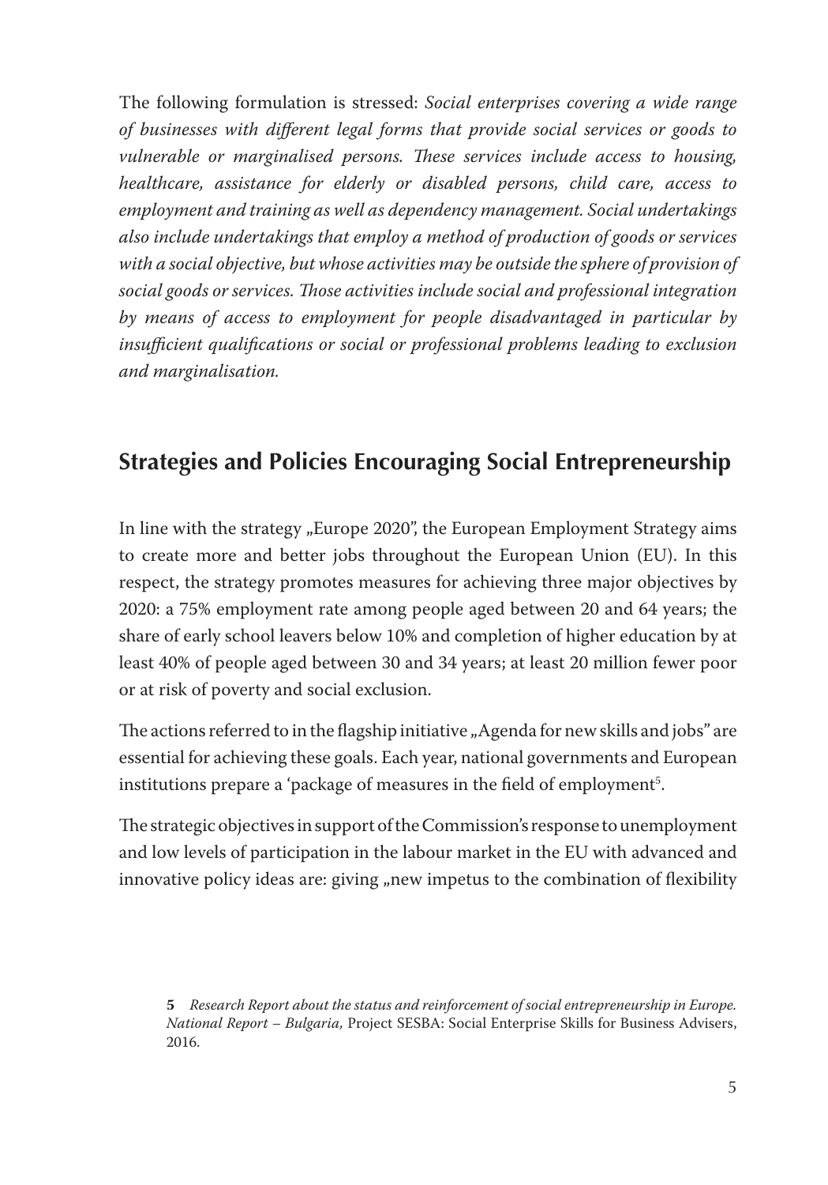The following formulation is stressed: *Social enterprises covering a wide range of businesses with different legal forms that provide social services or goods to vulnerable or marginalised persons. These services include access to housing, healthcare, assistance for elderly or disabled persons, child care, access to employment and training as well as dependency management. Social undertakings also include undertakings that employ a method of production of goods or services with a social objective, but whose activities may be outside the sphere of provision of social goods or services. Those activities include social and professional integration by means of access to employment for people disadvantaged in particular by insufficient qualifications or social or professional problems leading to exclusion and marginalisation.*

## Strategies and Policies Encouraging Social Entrepreneurship

In line with the strategy „Europe 2020", the European Employment Strategy aims to create more and better jobs throughout the European Union (EU). In this respect, the strategy promotes measures for achieving three major objectives by 2020: a 75% employment rate among people aged between 20 and 64 years; the share of early school leavers below 10% and completion of higher education by at least 40% of people aged between 30 and 34 years; at least 20 million fewer poor or at risk of poverty and social exclusion.

The actions referred to in the flagship initiative „Agenda for new skills and jobs" are essential for achieving these goals. Each year, national governments and European institutions prepare a 'package of measures in the field of employment[5].

The strategic objectives in support of the Commission's response to unemployment and low levels of participation in the labour market in the EU with advanced and innovative policy ideas are: giving „new impetus to the combination of flexibility

**5** *Research Report about the status and reinforcement of social entrepreneurship in Europe. National Report – Bulgaria,* Project SESBA: Social Enterprise Skills for Business Advisers, 2016.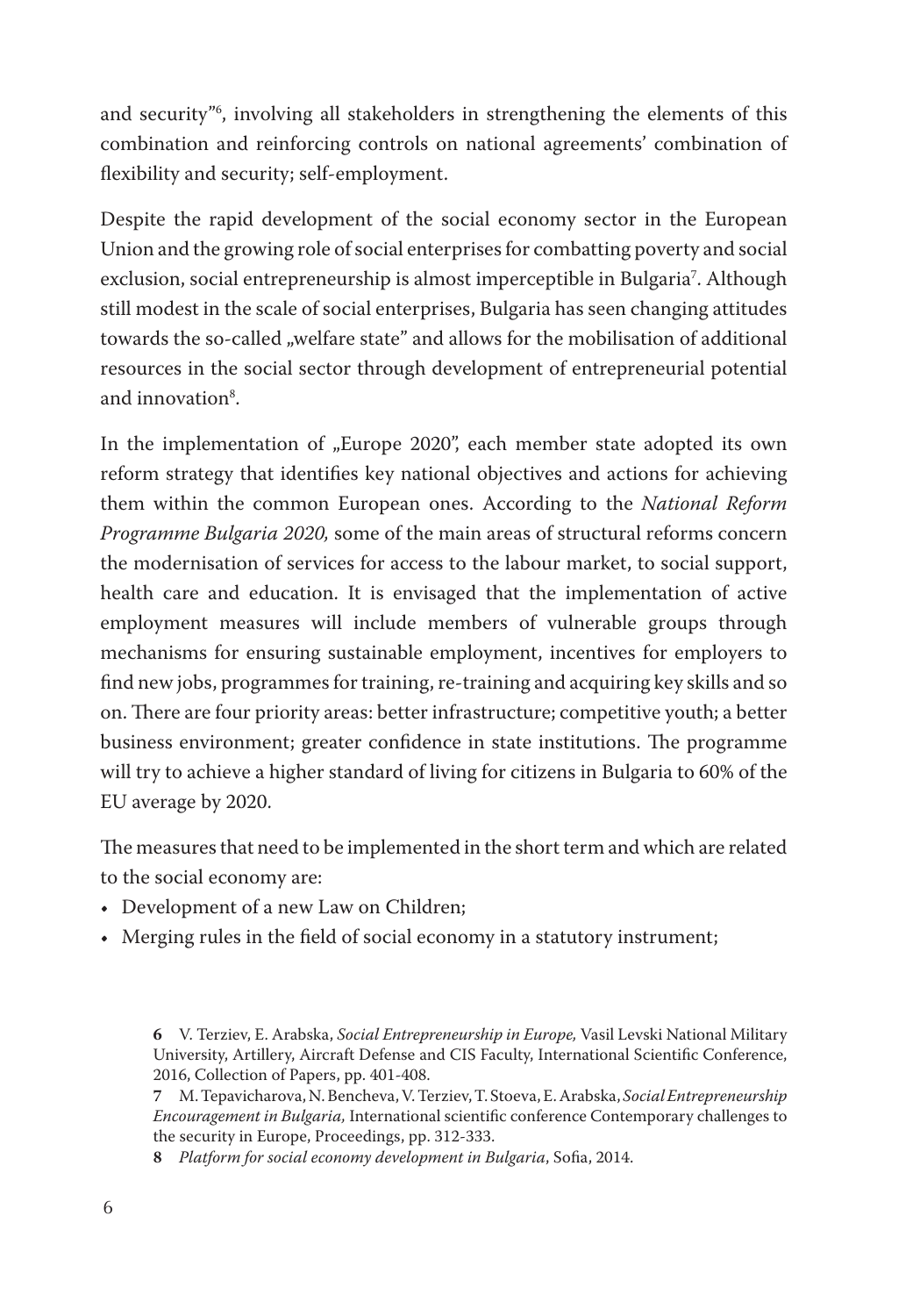and security"[6], involving all stakeholders in strengthening the elements of this combination and reinforcing controls on national agreements' combination of flexibility and security; self-employment.

Despite the rapid development of the social economy sector in the European Union and the growing role of social enterprises for combatting poverty and social exclusion, social entrepreneurship is almost imperceptible in Bulgaria[7]. Although still modest in the scale of social enterprises, Bulgaria has seen changing attitudes towards the so-called „welfare state" and allows for the mobilisation of additional resources in the social sector through development of entrepreneurial potential and innovation[8].

In the implementation of „Europe 2020", each member state adopted its own reform strategy that identifies key national objectives and actions for achieving them within the common European ones. According to the *National Reform Programme Bulgaria 2020,* some of the main areas of structural reforms concern the modernisation of services for access to the labour market, to social support, health care and education. It is envisaged that the implementation of active employment measures will include members of vulnerable groups through mechanisms for ensuring sustainable employment, incentives for employers to find new jobs, programmes for training, re-training and acquiring key skills and so on. There are four priority areas: better infrastructure; competitive youth; a better business environment; greater confidence in state institutions. The programme will try to achieve a higher standard of living for citizens in Bulgaria to 60% of the EU average by 2020.

The measures that need to be implemented in the short term and which are related to the social economy are:

- Development of a new Law on Children;
- Merging rules in the field of social economy in a statutory instrument;

---

**6** V. Terziev, E. Arabska, *Social Entrepreneurship in Europe,* Vasil Levski National Military University, Artillery, Aircraft Defense and CIS Faculty, International Scientific Conference, 2016, Collection of Papers, pp. 401-408.

**7** M. Tepavicharova, N. Bencheva, V. Terziev, T. Stoeva, E. Arabska, *Social Entrepreneurship Encouragement in Bulgaria,* International scientific conference Contemporary challenges to the security in Europe, Proceedings, pp. 312-333.

**8** *Platform for social economy development in Bulgaria*, Sofia, 2014.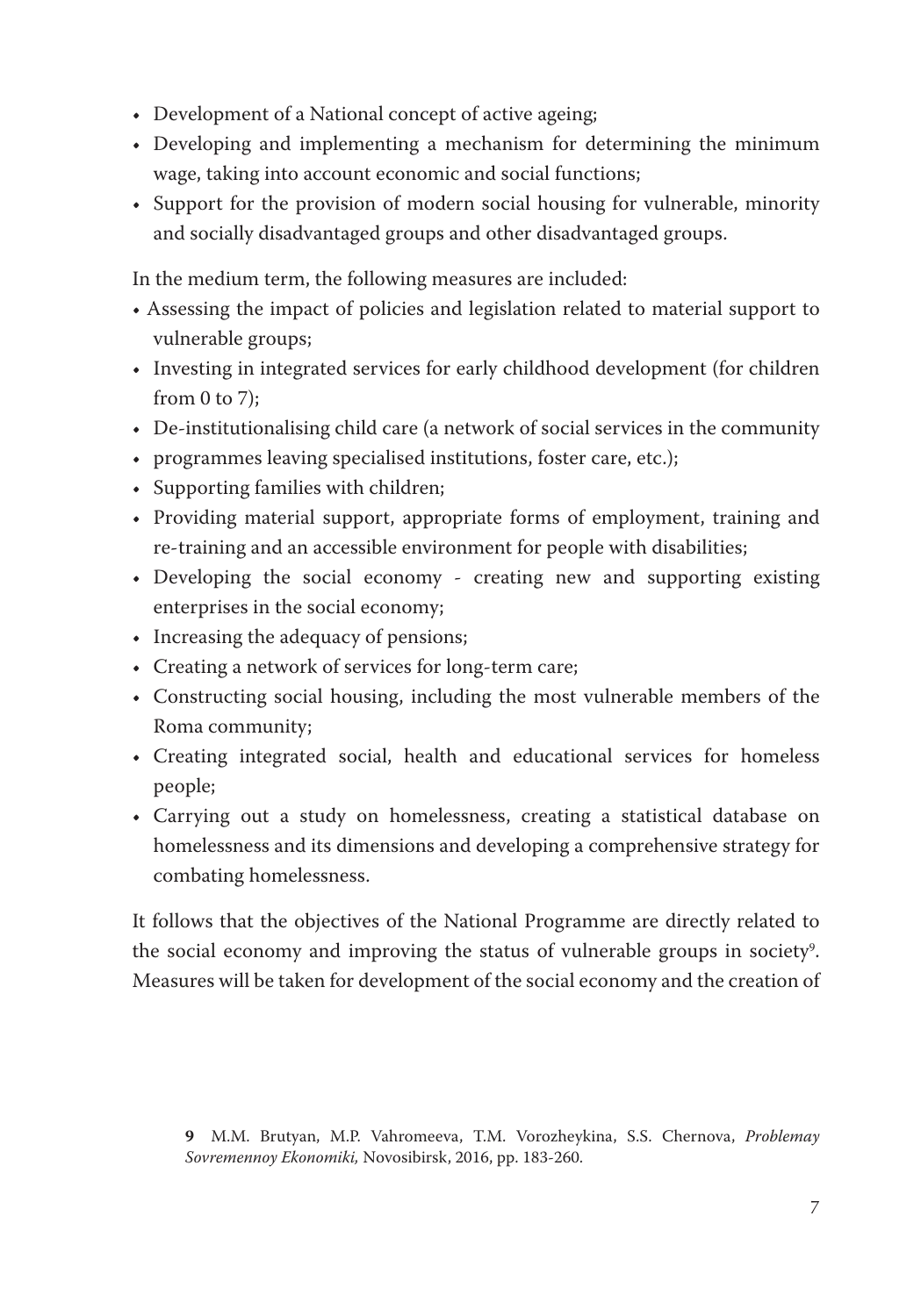- Development of a National concept of active ageing;
- Developing and implementing a mechanism for determining the minimum wage, taking into account economic and social functions;
- Support for the provision of modern social housing for vulnerable, minority and socially disadvantaged groups and other disadvantaged groups.

In the medium term, the following measures are included:

- Assessing the impact of policies and legislation related to material support to vulnerable groups;
- Investing in integrated services for early childhood development (for children from 0 to 7);
- De-institutionalising child care (a network of social services in the community
- programmes leaving specialised institutions, foster care, etc.);
- Supporting families with children;
- Providing material support, appropriate forms of employment, training and re-training and an accessible environment for people with disabilities;
- Developing the social economy - creating new and supporting existing enterprises in the social economy;
- Increasing the adequacy of pensions;
- Creating a network of services for long-term care;
- Constructing social housing, including the most vulnerable members of the Roma community;
- Creating integrated social, health and educational services for homeless people;
- Carrying out a study on homelessness, creating a statistical database on homelessness and its dimensions and developing a comprehensive strategy for combating homelessness.

It follows that the objectives of the National Programme are directly related to the social economy and improving the status of vulnerable groups in society[9]. Measures will be taken for development of the social economy and the creation of

**9** M.M. Brutyan, M.P. Vahromeeva, T.M. Vorozheykina, S.S. Chernova, *Problemay Sovremennoy Ekonomiki,* Novosibirsk, 2016, pp. 183-260.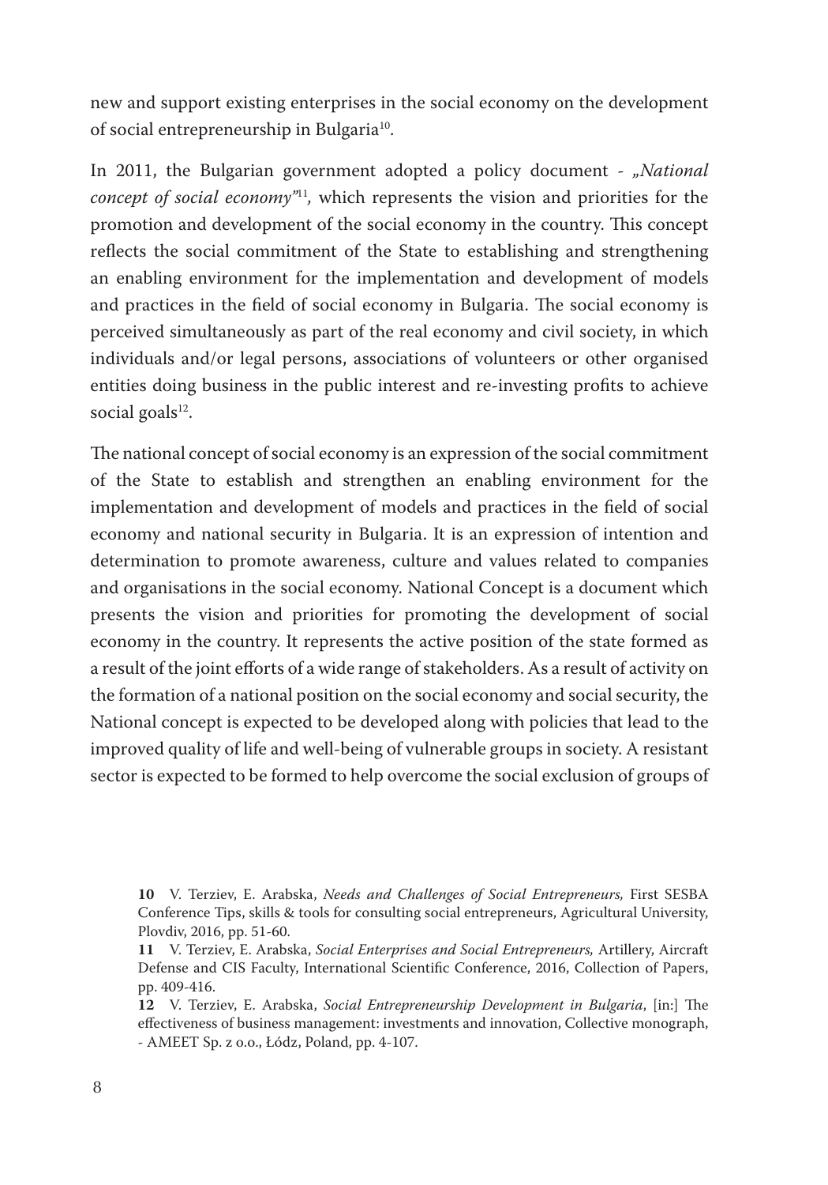new and support existing enterprises in the social economy on the development of social entrepreneurship in Bulgaria[10].

In 2011, the Bulgarian government adopted a policy document - *„National concept of social economy"*[11], which represents the vision and priorities for the promotion and development of the social economy in the country. This concept reflects the social commitment of the State to establishing and strengthening an enabling environment for the implementation and development of models and practices in the field of social economy in Bulgaria. The social economy is perceived simultaneously as part of the real economy and civil society, in which individuals and/or legal persons, associations of volunteers or other organised entities doing business in the public interest and re-investing profits to achieve social goals[12].

The national concept of social economy is an expression of the social commitment of the State to establish and strengthen an enabling environment for the implementation and development of models and practices in the field of social economy and national security in Bulgaria. It is an expression of intention and determination to promote awareness, culture and values related to companies and organisations in the social economy. National Concept is a document which presents the vision and priorities for promoting the development of social economy in the country. It represents the active position of the state formed as a result of the joint efforts of a wide range of stakeholders. As a result of activity on the formation of a national position on the social economy and social security, the National concept is expected to be developed along with policies that lead to the improved quality of life and well-being of vulnerable groups in society. A resistant sector is expected to be formed to help overcome the social exclusion of groups of

**10** V. Terziev, E. Arabska, *Needs and Challenges of Social Entrepreneurs,* First SESBA Conference Tips, skills & tools for consulting social entrepreneurs, Agricultural University, Plovdiv, 2016, pp. 51-60.

**11** V. Terziev, E. Arabska, *Social Enterprises and Social Entrepreneurs,* Artillery, Aircraft Defense and CIS Faculty, International Scientific Conference, 2016, Collection of Papers, pp. 409-416.

**12** V. Terziev, E. Arabska, *Social Entrepreneurship Development in Bulgaria*, [in:] The effectiveness of business management: investments and innovation, Collective monograph, - AMEET Sp. z o.o., Łódz, Poland, pp. 4-107.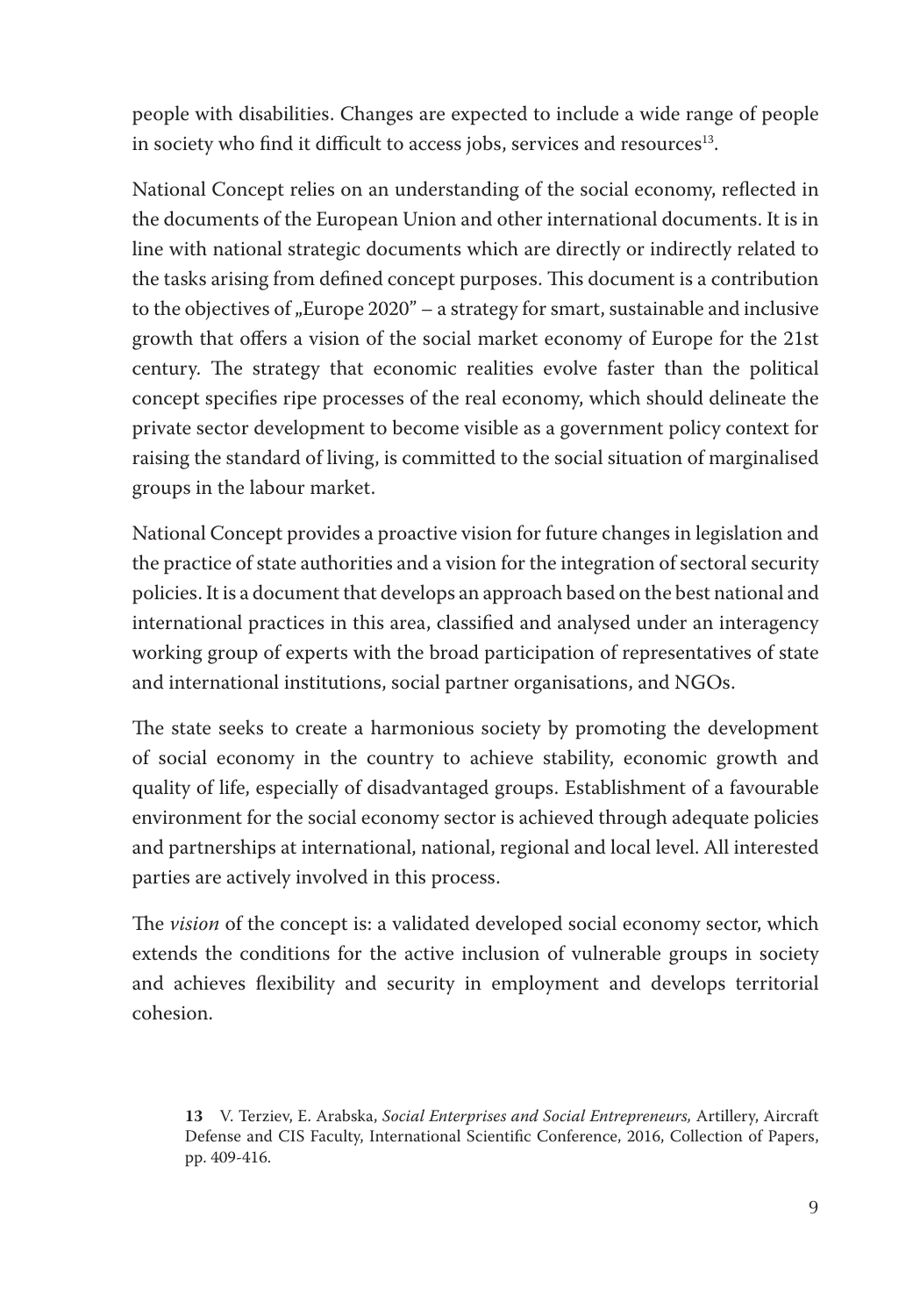people with disabilities. Changes are expected to include a wide range of people in society who find it difficult to access jobs, services and resources[13].

National Concept relies on an understanding of the social economy, reflected in the documents of the European Union and other international documents. It is in line with national strategic documents which are directly or indirectly related to the tasks arising from defined concept purposes. This document is a contribution to the objectives of „Europe 2020" – a strategy for smart, sustainable and inclusive growth that offers a vision of the social market economy of Europe for the 21st century. The strategy that economic realities evolve faster than the political concept specifies ripe processes of the real economy, which should delineate the private sector development to become visible as a government policy context for raising the standard of living, is committed to the social situation of marginalised groups in the labour market.

National Concept provides a proactive vision for future changes in legislation and the practice of state authorities and a vision for the integration of sectoral security policies. It is a document that develops an approach based on the best national and international practices in this area, classified and analysed under an interagency working group of experts with the broad participation of representatives of state and international institutions, social partner organisations, and NGOs.

The state seeks to create a harmonious society by promoting the development of social economy in the country to achieve stability, economic growth and quality of life, especially of disadvantaged groups. Establishment of a favourable environment for the social economy sector is achieved through adequate policies and partnerships at international, national, regional and local level. All interested parties are actively involved in this process.

The *vision* of the concept is: a validated developed social economy sector, which extends the conditions for the active inclusion of vulnerable groups in society and achieves flexibility and security in employment and develops territorial cohesion.

**13** V. Terziev, E. Arabska, *Social Enterprises and Social Entrepreneurs,* Artillery, Aircraft Defense and CIS Faculty, International Scientific Conference, 2016, Collection of Papers, pp. 409-416.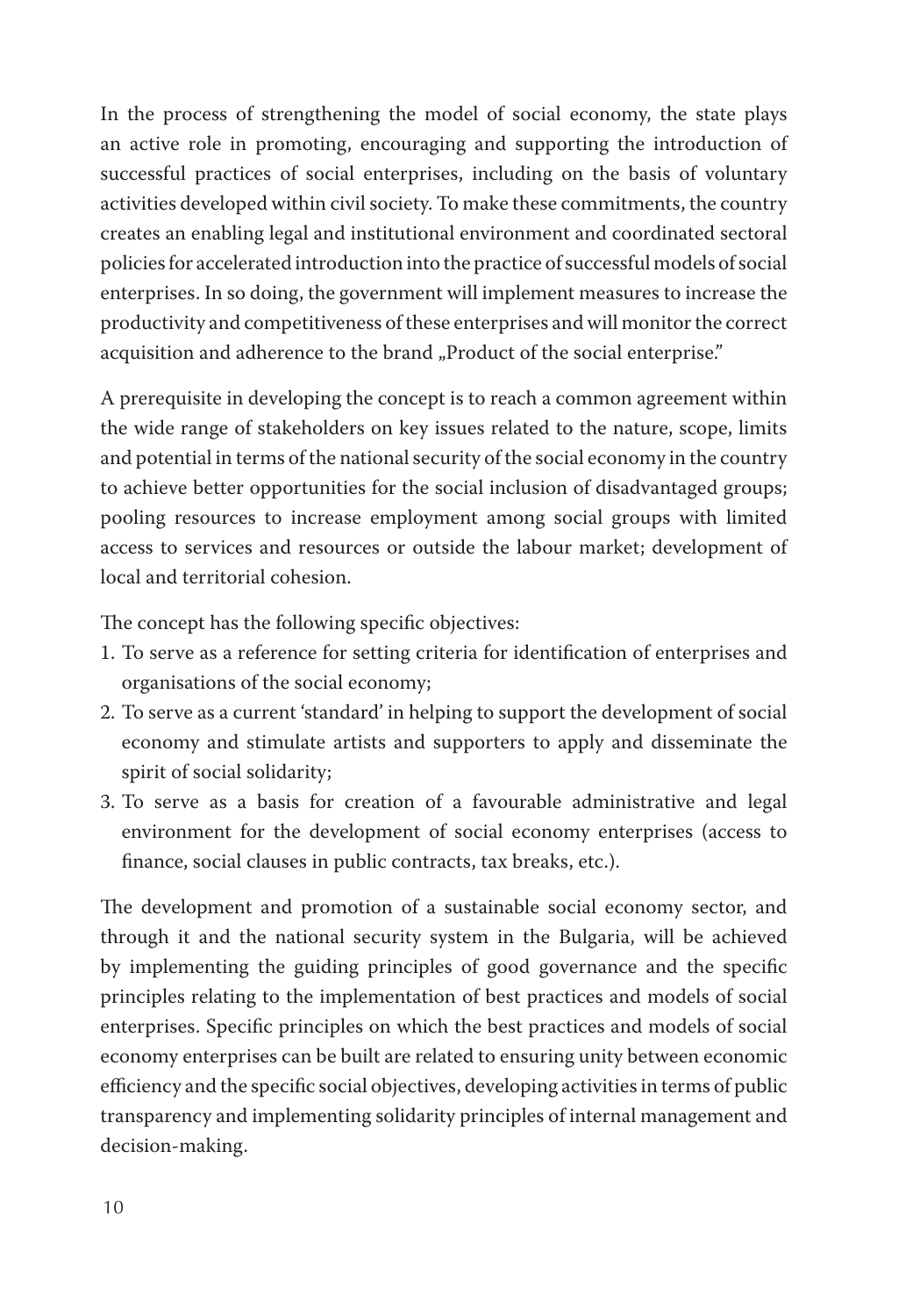In the process of strengthening the model of social economy, the state plays an active role in promoting, encouraging and supporting the introduction of successful practices of social enterprises, including on the basis of voluntary activities developed within civil society. To make these commitments, the country creates an enabling legal and institutional environment and coordinated sectoral policies for accelerated introduction into the practice of successful models of social enterprises. In so doing, the government will implement measures to increase the productivity and competitiveness of these enterprises and will monitor the correct acquisition and adherence to the brand „Product of the social enterprise."

A prerequisite in developing the concept is to reach a common agreement within the wide range of stakeholders on key issues related to the nature, scope, limits and potential in terms of the national security of the social economy in the country to achieve better opportunities for the social inclusion of disadvantaged groups; pooling resources to increase employment among social groups with limited access to services and resources or outside the labour market; development of local and territorial cohesion.

The concept has the following specific objectives:

1. To serve as a reference for setting criteria for identification of enterprises and organisations of the social economy;
2. To serve as a current 'standard' in helping to support the development of social economy and stimulate artists and supporters to apply and disseminate the spirit of social solidarity;
3. To serve as a basis for creation of a favourable administrative and legal environment for the development of social economy enterprises (access to finance, social clauses in public contracts, tax breaks, etc.).

The development and promotion of a sustainable social economy sector, and through it and the national security system in the Bulgaria, will be achieved by implementing the guiding principles of good governance and the specific principles relating to the implementation of best practices and models of social enterprises. Specific principles on which the best practices and models of social economy enterprises can be built are related to ensuring unity between economic efficiency and the specific social objectives, developing activities in terms of public transparency and implementing solidarity principles of internal management and decision-making.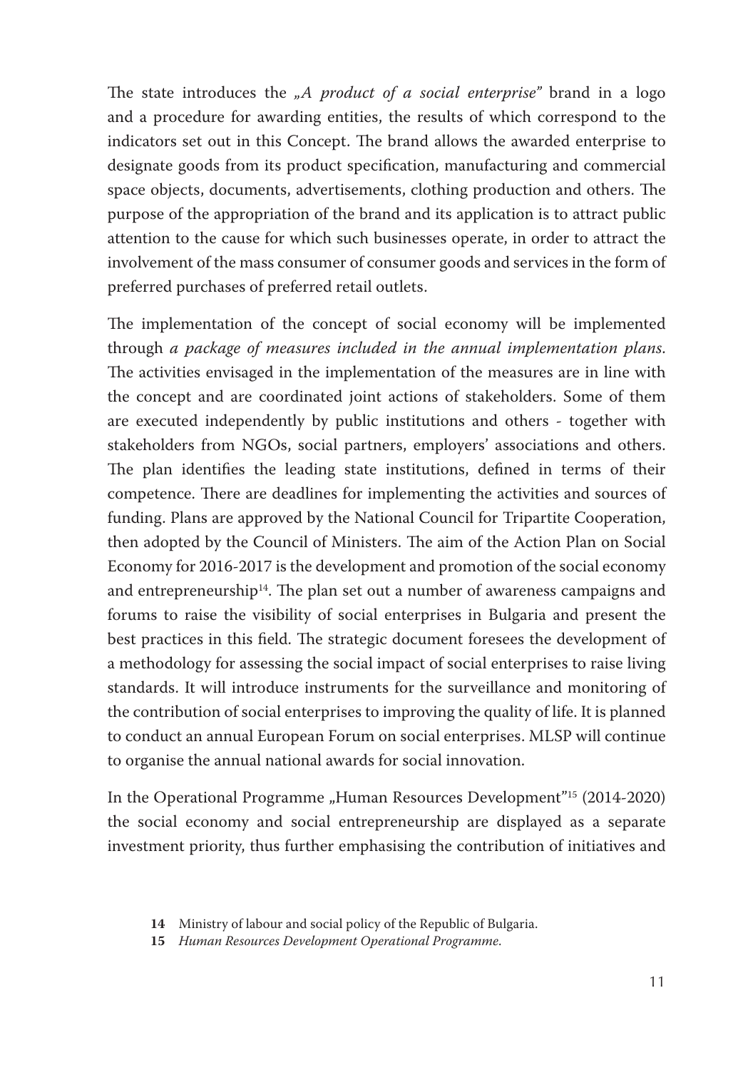The state introduces the *„A product of a social enterprise"* brand in a logo and a procedure for awarding entities, the results of which correspond to the indicators set out in this Concept. The brand allows the awarded enterprise to designate goods from its product specification, manufacturing and commercial space objects, documents, advertisements, clothing production and others. The purpose of the appropriation of the brand and its application is to attract public attention to the cause for which such businesses operate, in order to attract the involvement of the mass consumer of consumer goods and services in the form of preferred purchases of preferred retail outlets.

The implementation of the concept of social economy will be implemented through *a package of measures included in the annual implementation plans*. The activities envisaged in the implementation of the measures are in line with the concept and are coordinated joint actions of stakeholders. Some of them are executed independently by public institutions and others - together with stakeholders from NGOs, social partners, employers' associations and others. The plan identifies the leading state institutions, defined in terms of their competence. There are deadlines for implementing the activities and sources of funding. Plans are approved by the National Council for Tripartite Cooperation, then adopted by the Council of Ministers. The aim of the Action Plan on Social Economy for 2016-2017 is the development and promotion of the social economy and entrepreneurship[14]. The plan set out a number of awareness campaigns and forums to raise the visibility of social enterprises in Bulgaria and present the best practices in this field. The strategic document foresees the development of a methodology for assessing the social impact of social enterprises to raise living standards. It will introduce instruments for the surveillance and monitoring of the contribution of social enterprises to improving the quality of life. It is planned to conduct an annual European Forum on social enterprises. MLSP will continue to organise the annual national awards for social innovation.

In the Operational Programme „Human Resources Development"[15] (2014-2020) the social economy and social entrepreneurship are displayed as a separate investment priority, thus further emphasising the contribution of initiatives and

**14** Ministry of labour and social policy of the Republic of Bulgaria.

**15** *Human Resources Development Operational Programme.*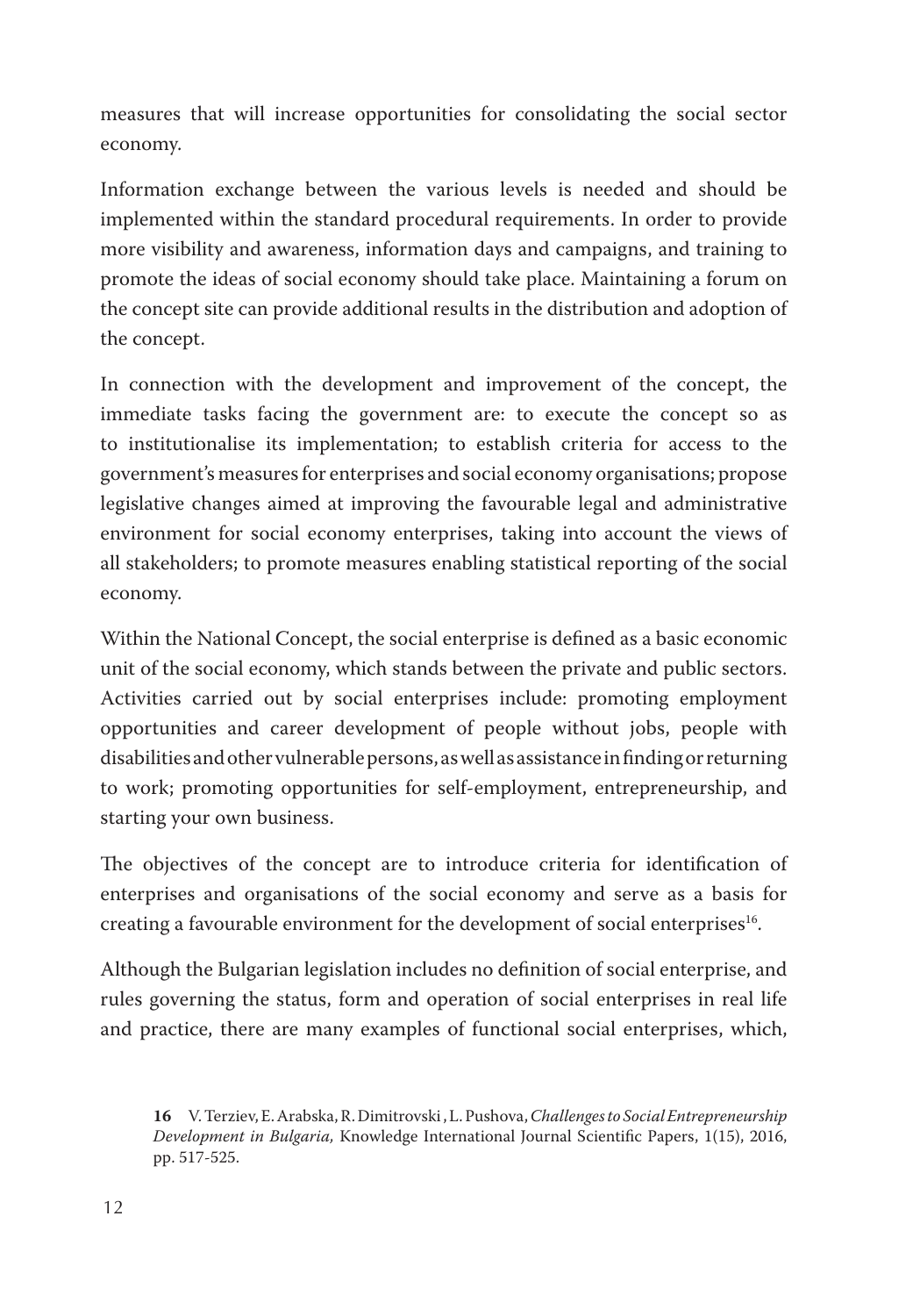measures that will increase opportunities for consolidating the social sector economy.

Information exchange between the various levels is needed and should be implemented within the standard procedural requirements. In order to provide more visibility and awareness, information days and campaigns, and training to promote the ideas of social economy should take place. Maintaining a forum on the concept site can provide additional results in the distribution and adoption of the concept.

In connection with the development and improvement of the concept, the immediate tasks facing the government are: to execute the concept so as to institutionalise its implementation; to establish criteria for access to the government's measures for enterprises and social economy organisations; propose legislative changes aimed at improving the favourable legal and administrative environment for social economy enterprises, taking into account the views of all stakeholders; to promote measures enabling statistical reporting of the social economy.

Within the National Concept, the social enterprise is defined as a basic economic unit of the social economy, which stands between the private and public sectors. Activities carried out by social enterprises include: promoting employment opportunities and career development of people without jobs, people with disabilities and other vulnerable persons, as well as assistance in finding or returning to work; promoting opportunities for self-employment, entrepreneurship, and starting your own business.

The objectives of the concept are to introduce criteria for identification of enterprises and organisations of the social economy and serve as a basis for creating a favourable environment for the development of social enterprises[16].

Although the Bulgarian legislation includes no definition of social enterprise, and rules governing the status, form and operation of social enterprises in real life and practice, there are many examples of functional social enterprises, which,

**16** V. Terziev, E. Arabska, R. Dimitrovski , L. Pushova, *Challenges to Social Entrepreneurship Development in Bulgaria,* Knowledge International Journal Scientific Papers, 1(15), 2016, pp. 517-525.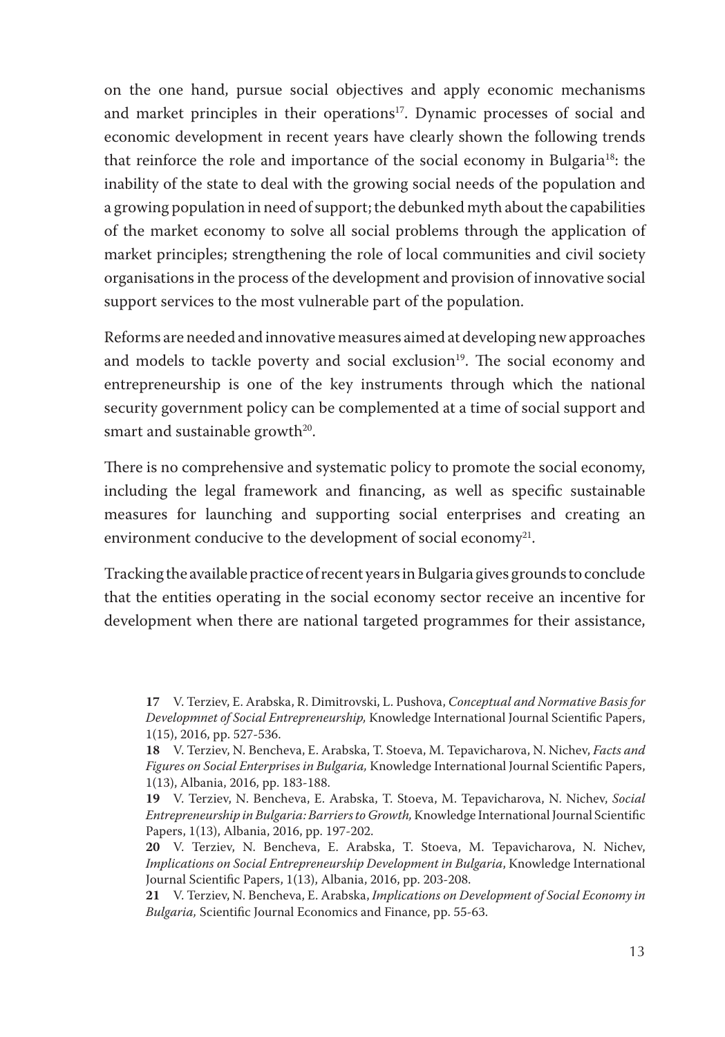on the one hand, pursue social objectives and apply economic mechanisms and market principles in their operations[17]. Dynamic processes of social and economic development in recent years have clearly shown the following trends that reinforce the role and importance of the social economy in Bulgaria[18]: the inability of the state to deal with the growing social needs of the population and a growing population in need of support; the debunked myth about the capabilities of the market economy to solve all social problems through the application of market principles; strengthening the role of local communities and civil society organisations in the process of the development and provision of innovative social support services to the most vulnerable part of the population.

Reforms are needed and innovative measures aimed at developing new approaches and models to tackle poverty and social exclusion[19]. The social economy and entrepreneurship is one of the key instruments through which the national security government policy can be complemented at a time of social support and smart and sustainable growth[20].

There is no comprehensive and systematic policy to promote the social economy, including the legal framework and financing, as well as specific sustainable measures for launching and supporting social enterprises and creating an environment conducive to the development of social economy[21].

Tracking the available practice of recent years in Bulgaria gives grounds to conclude that the entities operating in the social economy sector receive an incentive for development when there are national targeted programmes for their assistance,

---

**17** V. Terziev, E. Arabska, R. Dimitrovski, L. Pushova, *Conceptual and Normative Basis for Developmnet of Social Entrepreneurship,* Knowledge International Journal Scientific Papers, 1(15), 2016, pp. 527-536.

**18** V. Terziev, N. Bencheva, E. Arabska, T. Stoeva, M. Tepavicharova, N. Nichev, *Facts and Figures on Social Enterprises in Bulgaria,* Knowledge International Journal Scientific Papers, 1(13), Albania, 2016, pp. 183-188.

**19** V. Terziev, N. Bencheva, E. Arabska, T. Stoeva, M. Tepavicharova, N. Nichev, *Social Entrepreneurship in Bulgaria: Barriers to Growth,* Knowledge International Journal Scientific Papers, 1(13), Albania, 2016, pp. 197-202.

**20** V. Terziev, N. Bencheva, E. Arabska, T. Stoeva, M. Tepavicharova, N. Nichev, *Implications on Social Entrepreneurship Development in Bulgaria*, Knowledge International Journal Scientific Papers, 1(13), Albania, 2016, pp. 203-208.

**21** V. Terziev, N. Bencheva, E. Arabska, *Implications on Development of Social Economy in Bulgaria,* Scientific Journal Economics and Finance, pp. 55-63.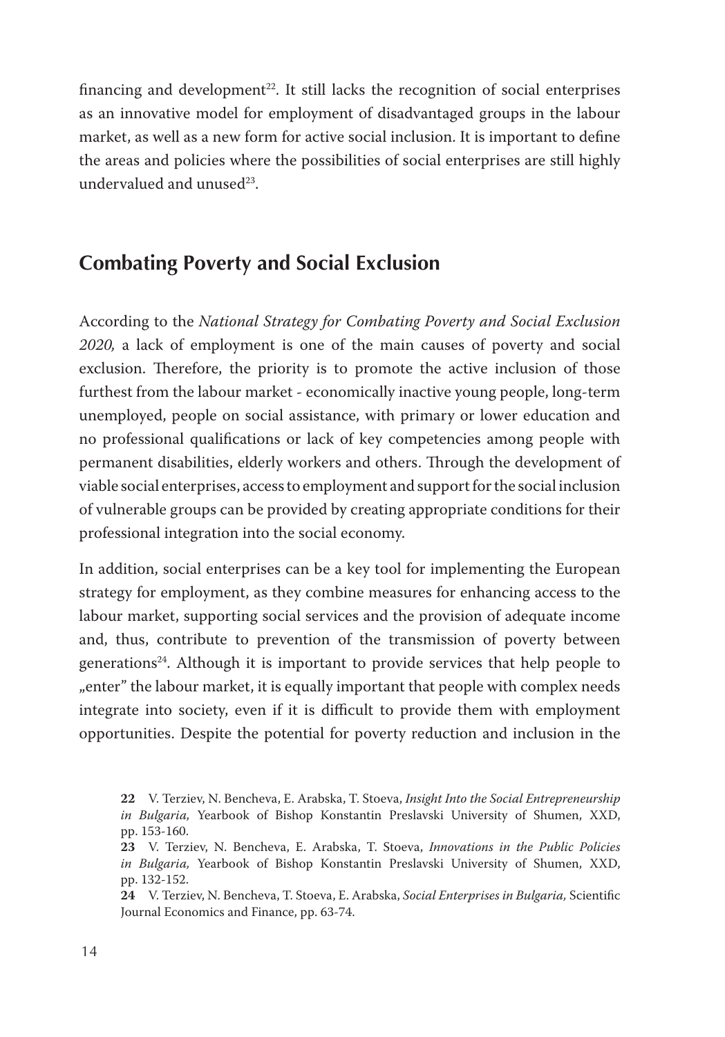financing and development[22]. It still lacks the recognition of social enterprises as an innovative model for employment of disadvantaged groups in the labour market, as well as a new form for active social inclusion. It is important to define the areas and policies where the possibilities of social enterprises are still highly undervalued and unused[23].

## Combating Poverty and Social Exclusion

According to the *National Strategy for Combating Poverty and Social Exclusion 2020,* a lack of employment is one of the main causes of poverty and social exclusion. Therefore, the priority is to promote the active inclusion of those furthest from the labour market - economically inactive young people, long-term unemployed, people on social assistance, with primary or lower education and no professional qualifications or lack of key competencies among people with permanent disabilities, elderly workers and others. Through the development of viable social enterprises, access to employment and support for the social inclusion of vulnerable groups can be provided by creating appropriate conditions for their professional integration into the social economy.

In addition, social enterprises can be a key tool for implementing the European strategy for employment, as they combine measures for enhancing access to the labour market, supporting social services and the provision of adequate income and, thus, contribute to prevention of the transmission of poverty between generations[24]. Although it is important to provide services that help people to „enter" the labour market, it is equally important that people with complex needs integrate into society, even if it is difficult to provide them with employment opportunities. Despite the potential for poverty reduction and inclusion in the

**22** V. Terziev, N. Bencheva, E. Arabska, T. Stoeva, *Insight Into the Social Entrepreneurship in Bulgaria,* Yearbook of Bishop Konstantin Preslavski University of Shumen, XXD, pp. 153-160.

**23** V. Terziev, N. Bencheva, E. Arabska, T. Stoeva, *Innovations in the Public Policies in Bulgaria,* Yearbook of Bishop Konstantin Preslavski University of Shumen, XXD, pp. 132-152.

**24** V. Terziev, N. Bencheva, T. Stoeva, E. Arabska, *Social Enterprises in Bulgaria,* Scientific Journal Economics and Finance, pp. 63-74.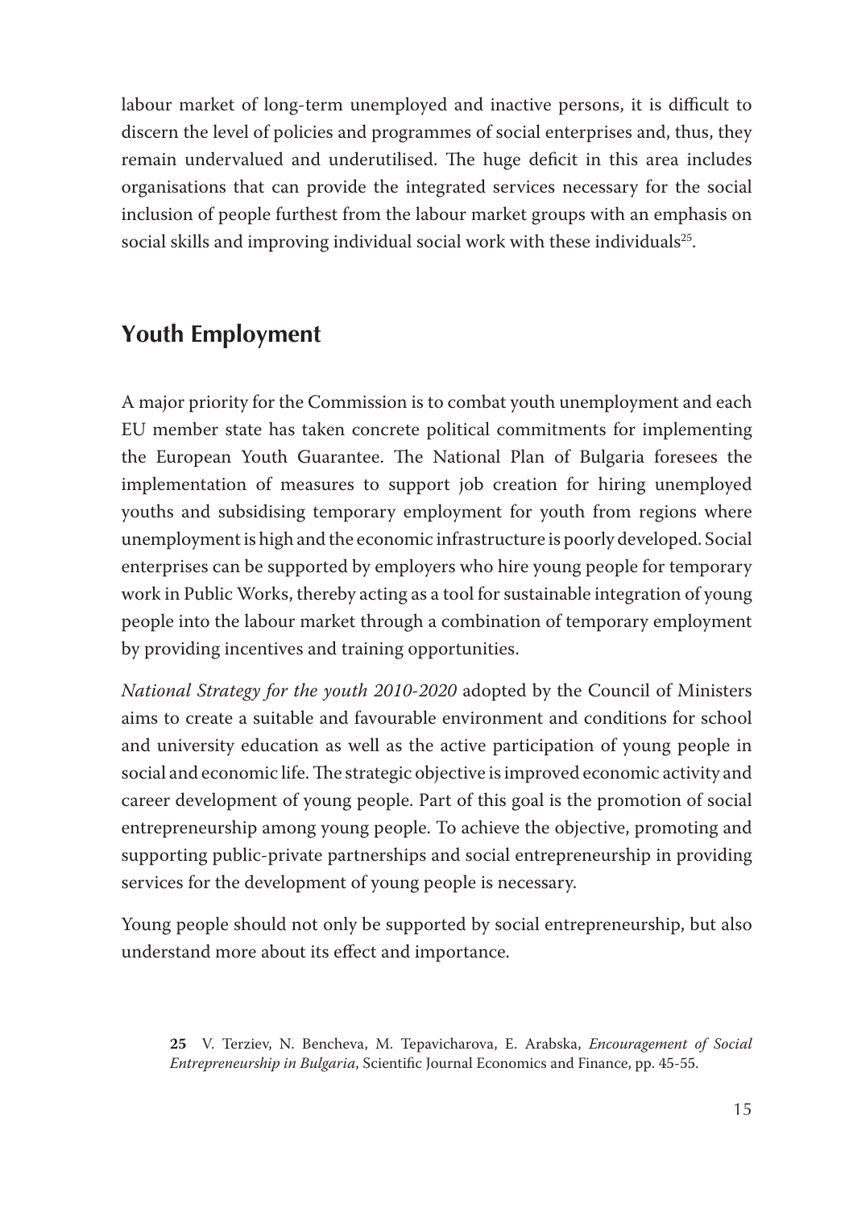labour market of long-term unemployed and inactive persons, it is difficult to discern the level of policies and programmes of social enterprises and, thus, they remain undervalued and underutilised. The huge deficit in this area includes organisations that can provide the integrated services necessary for the social inclusion of people furthest from the labour market groups with an emphasis on social skills and improving individual social work with these individuals[25].

## Youth Employment

A major priority for the Commission is to combat youth unemployment and each EU member state has taken concrete political commitments for implementing the European Youth Guarantee. The National Plan of Bulgaria foresees the implementation of measures to support job creation for hiring unemployed youths and subsidising temporary employment for youth from regions where unemployment is high and the economic infrastructure is poorly developed. Social enterprises can be supported by employers who hire young people for temporary work in Public Works, thereby acting as a tool for sustainable integration of young people into the labour market through a combination of temporary employment by providing incentives and training opportunities.

*National Strategy for the youth 2010-2020* adopted by the Council of Ministers aims to create a suitable and favourable environment and conditions for school and university education as well as the active participation of young people in social and economic life. The strategic objective is improved economic activity and career development of young people. Part of this goal is the promotion of social entrepreneurship among young people. To achieve the objective, promoting and supporting public-private partnerships and social entrepreneurship in providing services for the development of young people is necessary.

Young people should not only be supported by social entrepreneurship, but also understand more about its effect and importance.

**25** V. Terziev, N. Bencheva, M. Tepavicharova, E. Arabska, *Encouragement of Social Entrepreneurship in Bulgaria*, Scientific Journal Economics and Finance, pp. 45-55.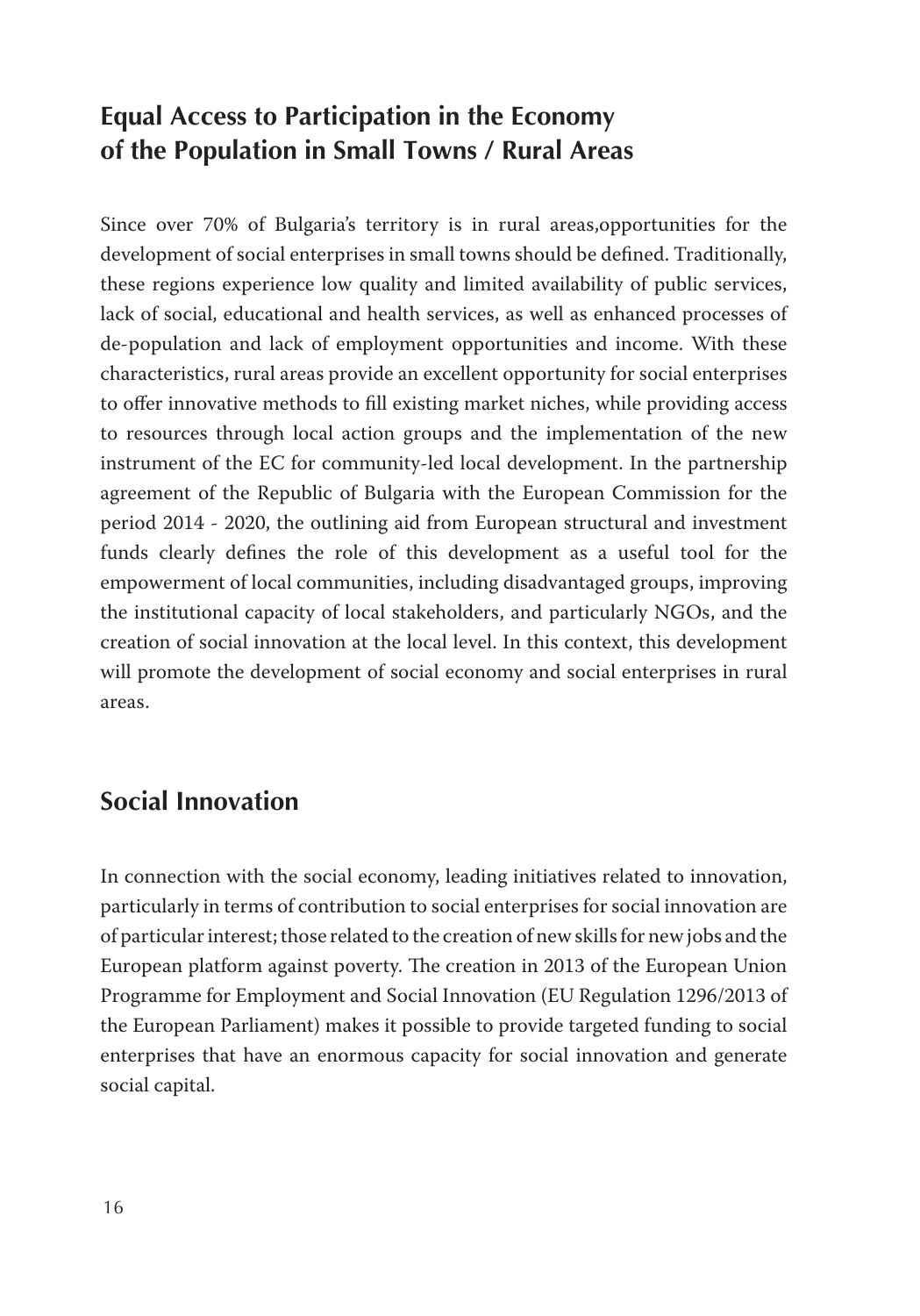## Equal Access to Participation in the Economy of the Population in Small Towns / Rural Areas

Since over 70% of Bulgaria's territory is in rural areas,opportunities for the development of social enterprises in small towns should be defined. Traditionally, these regions experience low quality and limited availability of public services, lack of social, educational and health services, as well as enhanced processes of de-population and lack of employment opportunities and income. With these characteristics, rural areas provide an excellent opportunity for social enterprises to offer innovative methods to fill existing market niches, while providing access to resources through local action groups and the implementation of the new instrument of the EC for community-led local development. In the partnership agreement of the Republic of Bulgaria with the European Commission for the period 2014 - 2020, the outlining aid from European structural and investment funds clearly defines the role of this development as a useful tool for the empowerment of local communities, including disadvantaged groups, improving the institutional capacity of local stakeholders, and particularly NGOs, and the creation of social innovation at the local level. In this context, this development will promote the development of social economy and social enterprises in rural areas.

## Social Innovation

In connection with the social economy, leading initiatives related to innovation, particularly in terms of contribution to social enterprises for social innovation are of particular interest; those related to the creation of new skills for new jobs and the European platform against poverty. The creation in 2013 of the European Union Programme for Employment and Social Innovation (EU Regulation 1296/2013 of the European Parliament) makes it possible to provide targeted funding to social enterprises that have an enormous capacity for social innovation and generate social capital.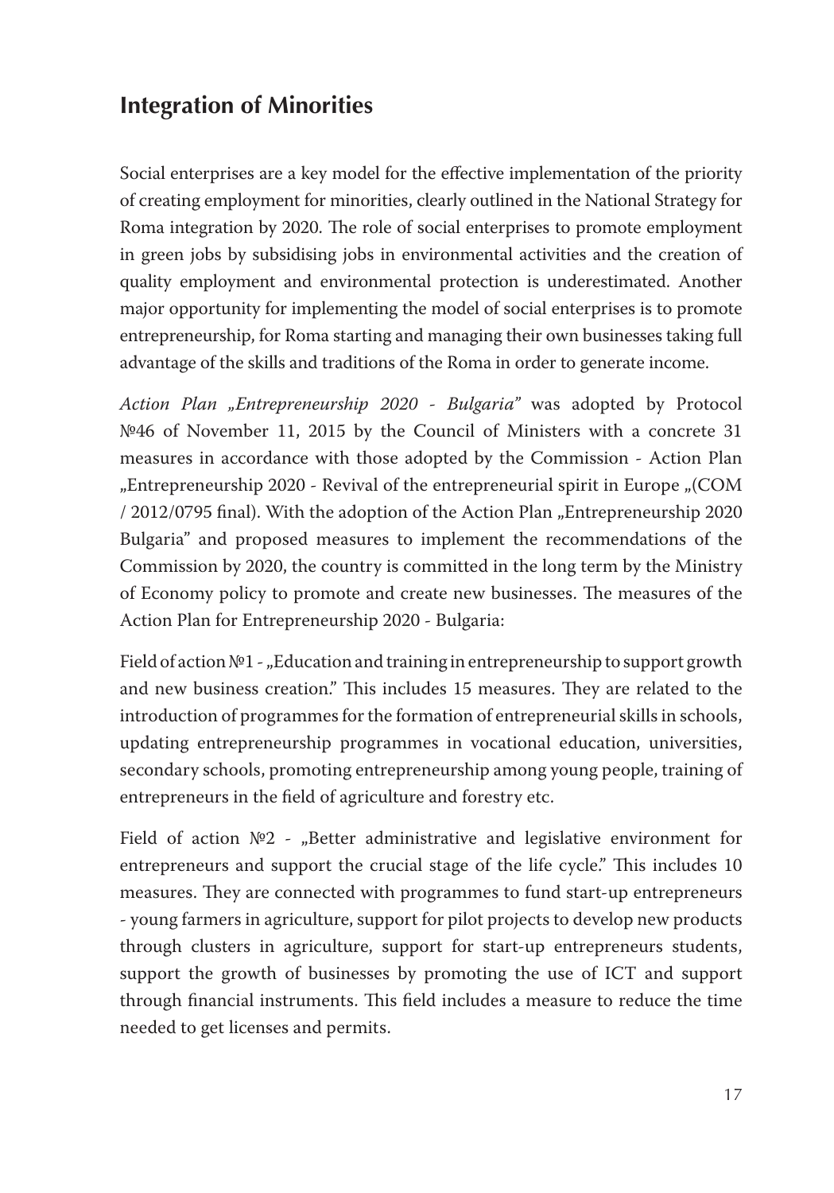## Integration of Minorities

Social enterprises are a key model for the effective implementation of the priority of creating employment for minorities, clearly outlined in the National Strategy for Roma integration by 2020. The role of social enterprises to promote employment in green jobs by subsidising jobs in environmental activities and the creation of quality employment and environmental protection is underestimated. Another major opportunity for implementing the model of social enterprises is to promote entrepreneurship, for Roma starting and managing their own businesses taking full advantage of the skills and traditions of the Roma in order to generate income.

*Action Plan „Entrepreneurship 2020 - Bulgaria"* was adopted by Protocol №46 of November 11, 2015 by the Council of Ministers with a concrete 31 measures in accordance with those adopted by the Commission - Action Plan „Entrepreneurship 2020 - Revival of the entrepreneurial spirit in Europe „(COM / 2012/0795 final). With the adoption of the Action Plan „Entrepreneurship 2020 Bulgaria" and proposed measures to implement the recommendations of the Commission by 2020, the country is committed in the long term by the Ministry of Economy policy to promote and create new businesses. The measures of the Action Plan for Entrepreneurship 2020 - Bulgaria:

Field of action №1 - „Education and training in entrepreneurship to support growth and new business creation." This includes 15 measures. They are related to the introduction of programmes for the formation of entrepreneurial skills in schools, updating entrepreneurship programmes in vocational education, universities, secondary schools, promoting entrepreneurship among young people, training of entrepreneurs in the field of agriculture and forestry etc.

Field of action №2 - „Better administrative and legislative environment for entrepreneurs and support the crucial stage of the life cycle." This includes 10 measures. They are connected with programmes to fund start-up entrepreneurs - young farmers in agriculture, support for pilot projects to develop new products through clusters in agriculture, support for start-up entrepreneurs students, support the growth of businesses by promoting the use of ICT and support through financial instruments. This field includes a measure to reduce the time needed to get licenses and permits.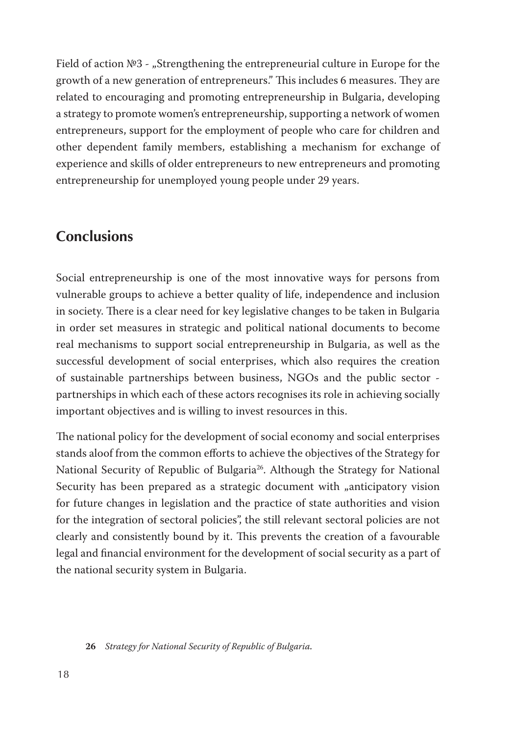Field of action №3 - „Strengthening the entrepreneurial culture in Europe for the growth of a new generation of entrepreneurs." This includes 6 measures. They are related to encouraging and promoting entrepreneurship in Bulgaria, developing a strategy to promote women's entrepreneurship, supporting a network of women entrepreneurs, support for the employment of people who care for children and other dependent family members, establishing a mechanism for exchange of experience and skills of older entrepreneurs to new entrepreneurs and promoting entrepreneurship for unemployed young people under 29 years.

## Conclusions

Social entrepreneurship is one of the most innovative ways for persons from vulnerable groups to achieve a better quality of life, independence and inclusion in society. There is a clear need for key legislative changes to be taken in Bulgaria in order set measures in strategic and political national documents to become real mechanisms to support social entrepreneurship in Bulgaria, as well as the successful development of social enterprises, which also requires the creation of sustainable partnerships between business, NGOs and the public sector - partnerships in which each of these actors recognises its role in achieving socially important objectives and is willing to invest resources in this.

The national policy for the development of social economy and social enterprises stands aloof from the common efforts to achieve the objectives of the Strategy for National Security of Republic of Bulgaria[26]. Although the Strategy for National Security has been prepared as a strategic document with „anticipatory vision for future changes in legislation and the practice of state authorities and vision for the integration of sectoral policies", the still relevant sectoral policies are not clearly and consistently bound by it. This prevents the creation of a favourable legal and financial environment for the development of social security as a part of the national security system in Bulgaria.

**26** *Strategy for National Security of Republic of Bulgaria.*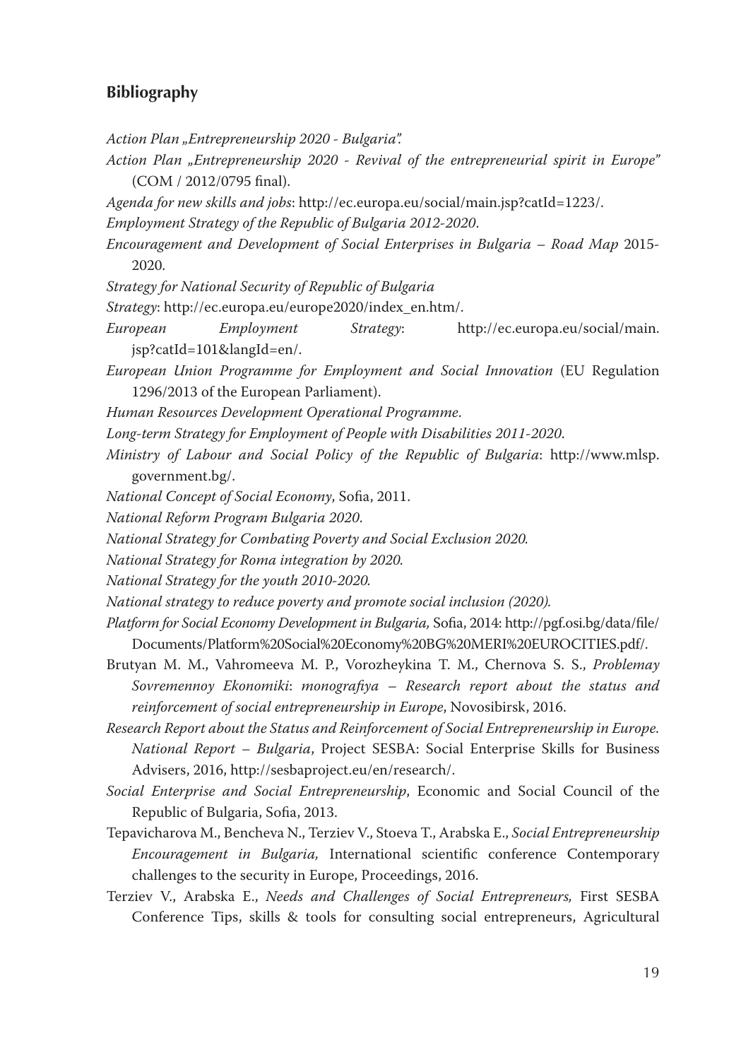## Bibliography

*Action Plan „Entrepreneurship 2020 - Bulgaria".*

*Action Plan „Entrepreneurship 2020 - Revival of the entrepreneurial spirit in Europe"* (COM / 2012/0795 final).

*Agenda for new skills and jobs*: http://ec.europa.eu/social/main.jsp?catId=1223/.

*Employment Strategy of the Republic of Bulgaria 2012-2020*.

*Encouragement and Development of Social Enterprises in Bulgaria – Road Map* 2015-2020.

*Strategy for National Security of Republic of Bulgaria*

*Strategy*: http://ec.europa.eu/europe2020/index_en.htm/.

*European Employment Strategy*: http://ec.europa.eu/social/main.jsp?catId=101&langId=en/.

*European Union Programme for Employment and Social Innovation* (EU Regulation 1296/2013 of the European Parliament).

*Human Resources Development Operational Programme*.

*Long-term Strategy for Employment of People with Disabilities 2011-2020*.

*Ministry of Labour and Social Policy of the Republic of Bulgaria*: http://www.mlsp.government.bg/.

*National Concept of Social Economy*, Sofia, 2011.

*National Reform Program Bulgaria 2020*.

*National Strategy for Combating Poverty and Social Exclusion 2020.*

*National Strategy for Roma integration by 2020.*

*National Strategy for the youth 2010-2020.*

*National strategy to reduce poverty and promote social inclusion (2020).*

*Platform for Social Economy Development in Bulgaria,* Sofia, 2014: http://pgf.osi.bg/data/file/Documents/Platform%20Social%20Economy%20BG%20MERI%20EUROCITIES.pdf/.

Brutyan M. M., Vahromeeva M. P., Vorozheykina T. M., Chernova S. S., *Problemay Sovremennoy Ekonomiki*: *monografiya – Research report about the status and reinforcement of social entrepreneurship in Europe*, Novosibirsk, 2016.

*Research Report about the Status and Reinforcement of Social Entrepreneurship in Europe. National Report – Bulgaria*, Project SESBA: Social Enterprise Skills for Business Advisers, 2016, http://sesbaproject.eu/en/research/.

*Social Enterprise and Social Entrepreneurship*, Economic and Social Council of the Republic of Bulgaria, Sofia, 2013.

Tepavicharova M., Bencheva N., Terziev V., Stoeva T., Arabska E., *Social Entrepreneurship Encouragement in Bulgaria,* International scientific conference Contemporary challenges to the security in Europe, Proceedings, 2016.

Terziev V., Arabska E., *Needs and Challenges of Social Entrepreneurs,* First SESBA Conference Tips, skills & tools for consulting social entrepreneurs, Agricultural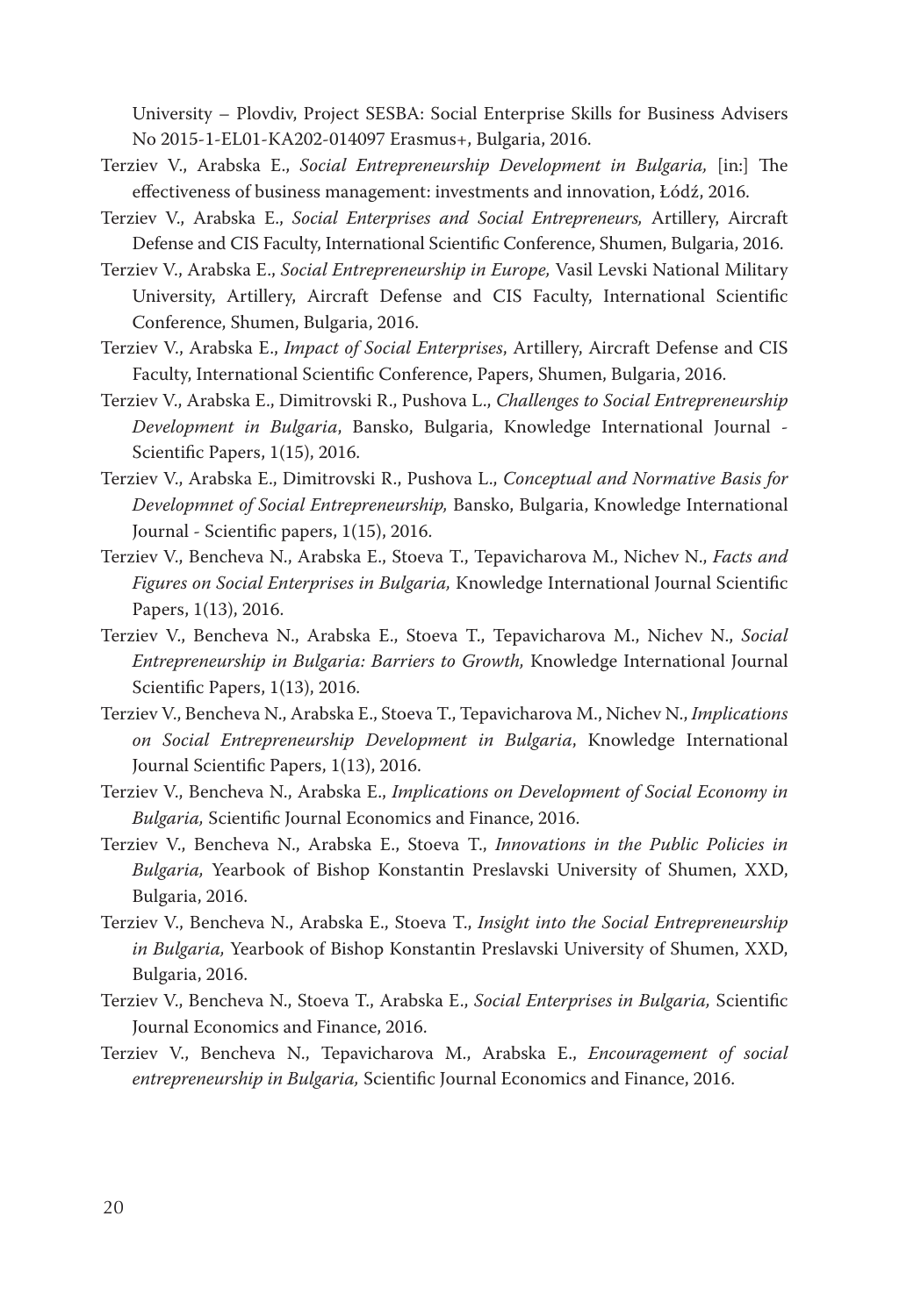University – Plovdiv, Project SESBA: Social Enterprise Skills for Business Advisers No 2015-1-EL01-KA202-014097 Erasmus+, Bulgaria, 2016.

Terziev V., Arabska E., *Social Entrepreneurship Development in Bulgaria,* [in:] The effectiveness of business management: investments and innovation, Łódź, 2016.

Terziev V., Arabska E., *Social Enterprises and Social Entrepreneurs,* Artillery, Aircraft Defense and CIS Faculty, International Scientific Conference, Shumen, Bulgaria, 2016.

Terziev V., Arabska E., *Social Entrepreneurship in Europe,* Vasil Levski National Military University, Artillery, Aircraft Defense and CIS Faculty, International Scientific Conference, Shumen, Bulgaria, 2016.

Terziev V., Arabska E., *Impact of Social Enterprises*, Artillery, Aircraft Defense and CIS Faculty, International Scientific Conference, Papers, Shumen, Bulgaria, 2016.

Terziev V., Arabska E., Dimitrovski R., Pushova L., *Challenges to Social Entrepreneurship Development in Bulgaria*, Bansko, Bulgaria, Knowledge International Journal - Scientific Papers, 1(15), 2016.

Terziev V., Arabska E., Dimitrovski R., Pushova L., *Conceptual and Normative Basis for Developmnet of Social Entrepreneurship,* Bansko, Bulgaria, Knowledge International Journal - Scientific papers, 1(15), 2016.

Terziev V., Bencheva N., Arabska E., Stoeva T., Tepavicharova M., Nichev N., *Facts and Figures on Social Enterprises in Bulgaria,* Knowledge International Journal Scientific Papers, 1(13), 2016.

Terziev V., Bencheva N., Arabska E., Stoeva T., Tepavicharova M., Nichev N., *Social Entrepreneurship in Bulgaria: Barriers to Growth,* Knowledge International Journal Scientific Papers, 1(13), 2016.

Terziev V., Bencheva N., Arabska E., Stoeva T., Tepavicharova M., Nichev N., *Implications on Social Entrepreneurship Development in Bulgaria*, Knowledge International Journal Scientific Papers, 1(13), 2016.

Terziev V., Bencheva N., Arabska E., *Implications on Development of Social Economy in Bulgaria,* Scientific Journal Economics and Finance, 2016.

Terziev V., Bencheva N., Arabska E., Stoeva T., *Innovations in the Public Policies in Bulgaria,* Yearbook of Bishop Konstantin Preslavski University of Shumen, XXD, Bulgaria, 2016.

Terziev V., Bencheva N., Arabska E., Stoeva T., *Insight into the Social Entrepreneurship in Bulgaria,* Yearbook of Bishop Konstantin Preslavski University of Shumen, XXD, Bulgaria, 2016.

Terziev V., Bencheva N., Stoeva T., Arabska E., *Social Enterprises in Bulgaria,* Scientific Journal Economics and Finance, 2016.

Terziev V., Bencheva N., Tepavicharova M., Arabska E., *Encouragement of social entrepreneurship in Bulgaria,* Scientific Journal Economics and Finance, 2016.